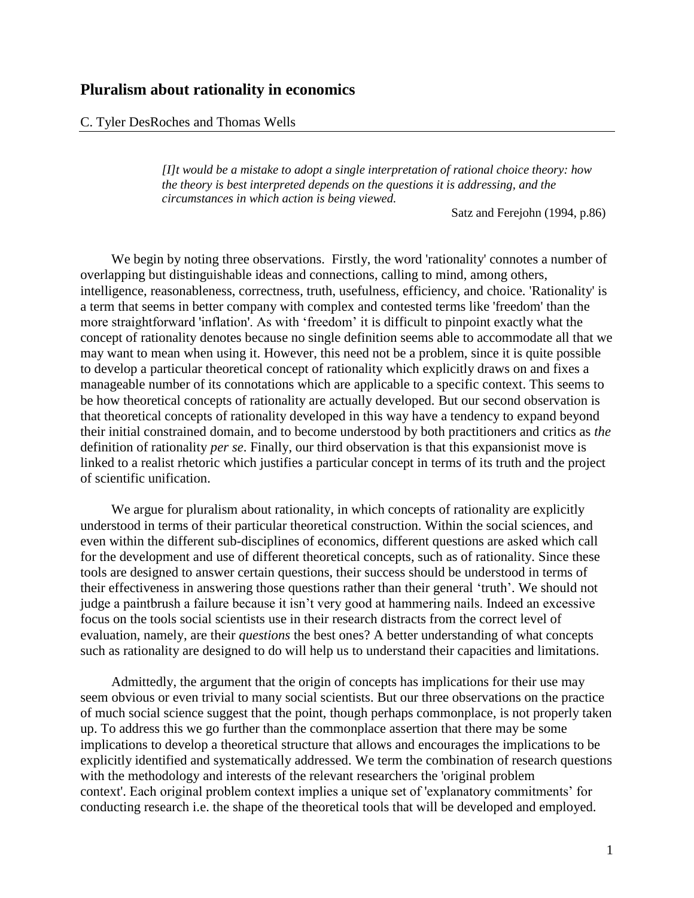## Pluralism about rationality in economics

C. Tyler DesRoches and Thomas Wells

> *[I]t would be a mistake to adopt a single interpretation of rational choice theory: how the theory is best interpreted depends on the questions it is addressing, and the circumstances in which action is being viewed.*
>
> Satz and Ferejohn (1994, p.86)

We begin by noting three observations. Firstly, the word 'rationality' connotes a number of overlapping but distinguishable ideas and connections, calling to mind, among others, intelligence, reasonableness, correctness, truth, usefulness, efficiency, and choice. 'Rationality' is a term that seems in better company with complex and contested terms like 'freedom' than the more straightforward 'inflation'. As with 'freedom' it is difficult to pinpoint exactly what the concept of rationality denotes because no single definition seems able to accommodate all that we may want to mean when using it. However, this need not be a problem, since it is quite possible to develop a particular theoretical concept of rationality which explicitly draws on and fixes a manageable number of its connotations which are applicable to a specific context. This seems to be how theoretical concepts of rationality are actually developed. But our second observation is that theoretical concepts of rationality developed in this way have a tendency to expand beyond their initial constrained domain, and to become understood by both practitioners and critics as *the* definition of rationality *per se*. Finally, our third observation is that this expansionist move is linked to a realist rhetoric which justifies a particular concept in terms of its truth and the project of scientific unification.

We argue for pluralism about rationality, in which concepts of rationality are explicitly understood in terms of their particular theoretical construction. Within the social sciences, and even within the different sub-disciplines of economics, different questions are asked which call for the development and use of different theoretical concepts, such as of rationality. Since these tools are designed to answer certain questions, their success should be understood in terms of their effectiveness in answering those questions rather than their general 'truth'. We should not judge a paintbrush a failure because it isn't very good at hammering nails. Indeed an excessive focus on the tools social scientists use in their research distracts from the correct level of evaluation, namely, are their *questions* the best ones? A better understanding of what concepts such as rationality are designed to do will help us to understand their capacities and limitations.

Admittedly, the argument that the origin of concepts has implications for their use may seem obvious or even trivial to many social scientists. But our three observations on the practice of much social science suggest that the point, though perhaps commonplace, is not properly taken up. To address this we go further than the commonplace assertion that there may be some implications to develop a theoretical structure that allows and encourages the implications to be explicitly identified and systematically addressed. We term the combination of research questions with the methodology and interests of the relevant researchers the 'original problem context'. Each original problem context implies a unique set of 'explanatory commitments' for conducting research i.e. the shape of the theoretical tools that will be developed and employed.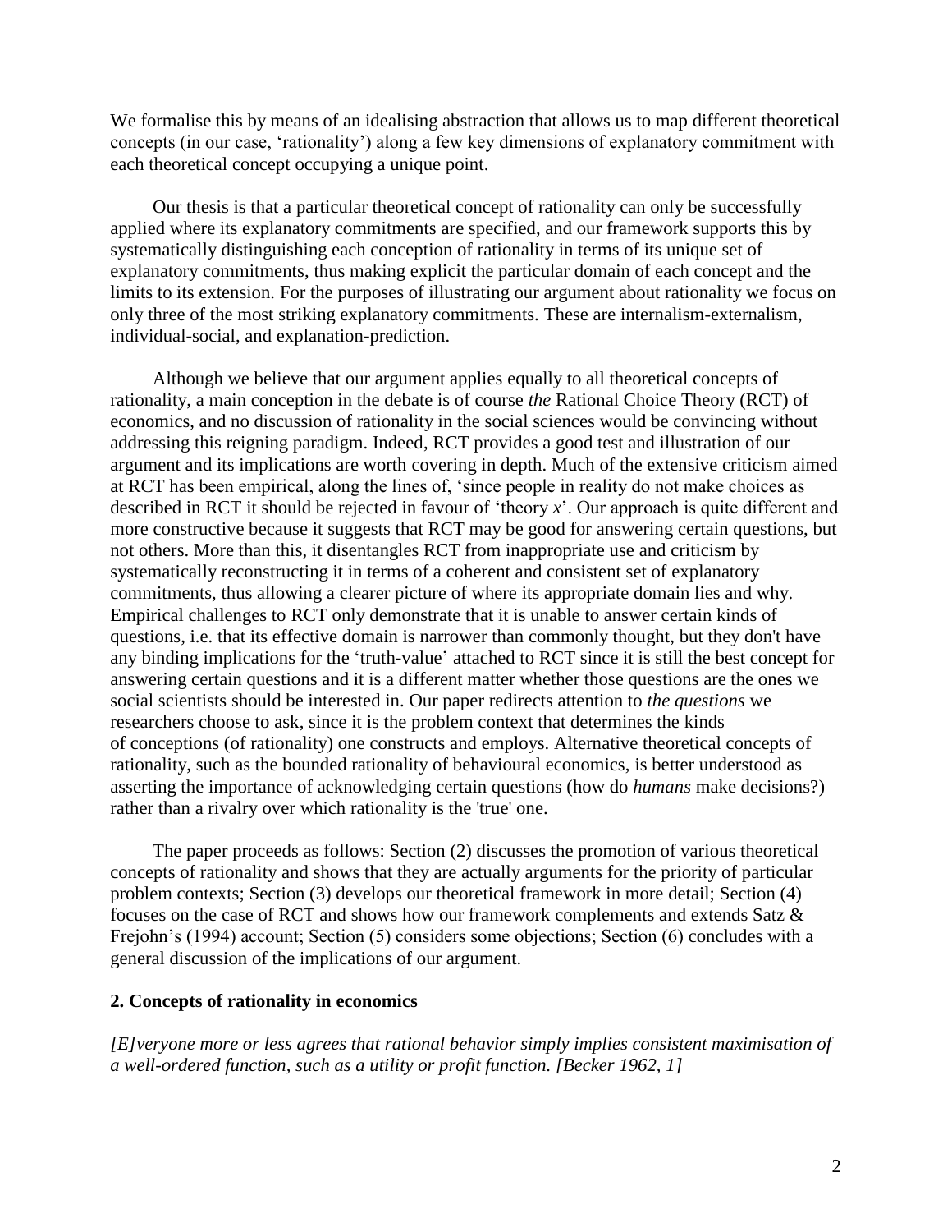We formalise this by means of an idealising abstraction that allows us to map different theoretical concepts (in our case, 'rationality') along a few key dimensions of explanatory commitment with each theoretical concept occupying a unique point.

Our thesis is that a particular theoretical concept of rationality can only be successfully applied where its explanatory commitments are specified, and our framework supports this by systematically distinguishing each conception of rationality in terms of its unique set of explanatory commitments, thus making explicit the particular domain of each concept and the limits to its extension. For the purposes of illustrating our argument about rationality we focus on only three of the most striking explanatory commitments. These are internalism-externalism, individual-social, and explanation-prediction.

Although we believe that our argument applies equally to all theoretical concepts of rationality, a main conception in the debate is of course *the* Rational Choice Theory (RCT) of economics, and no discussion of rationality in the social sciences would be convincing without addressing this reigning paradigm. Indeed, RCT provides a good test and illustration of our argument and its implications are worth covering in depth. Much of the extensive criticism aimed at RCT has been empirical, along the lines of, 'since people in reality do not make choices as described in RCT it should be rejected in favour of 'theory *x*'. Our approach is quite different and more constructive because it suggests that RCT may be good for answering certain questions, but not others. More than this, it disentangles RCT from inappropriate use and criticism by systematically reconstructing it in terms of a coherent and consistent set of explanatory commitments, thus allowing a clearer picture of where its appropriate domain lies and why. Empirical challenges to RCT only demonstrate that it is unable to answer certain kinds of questions, i.e. that its effective domain is narrower than commonly thought, but they don't have any binding implications for the 'truth-value' attached to RCT since it is still the best concept for answering certain questions and it is a different matter whether those questions are the ones we social scientists should be interested in. Our paper redirects attention to *the questions* we researchers choose to ask, since it is the problem context that determines the kinds of conceptions (of rationality) one constructs and employs. Alternative theoretical concepts of rationality, such as the bounded rationality of behavioural economics, is better understood as asserting the importance of acknowledging certain questions (how do *humans* make decisions?) rather than a rivalry over which rationality is the 'true' one.

The paper proceeds as follows: Section (2) discusses the promotion of various theoretical concepts of rationality and shows that they are actually arguments for the priority of particular problem contexts; Section (3) develops our theoretical framework in more detail; Section (4) focuses on the case of RCT and shows how our framework complements and extends Satz & Frejohn's (1994) account; Section (5) considers some objections; Section (6) concludes with a general discussion of the implications of our argument.

## 2. Concepts of rationality in economics

*[E]veryone more or less agrees that rational behavior simply implies consistent maximisation of a well-ordered function, such as a utility or profit function. [Becker 1962, 1]*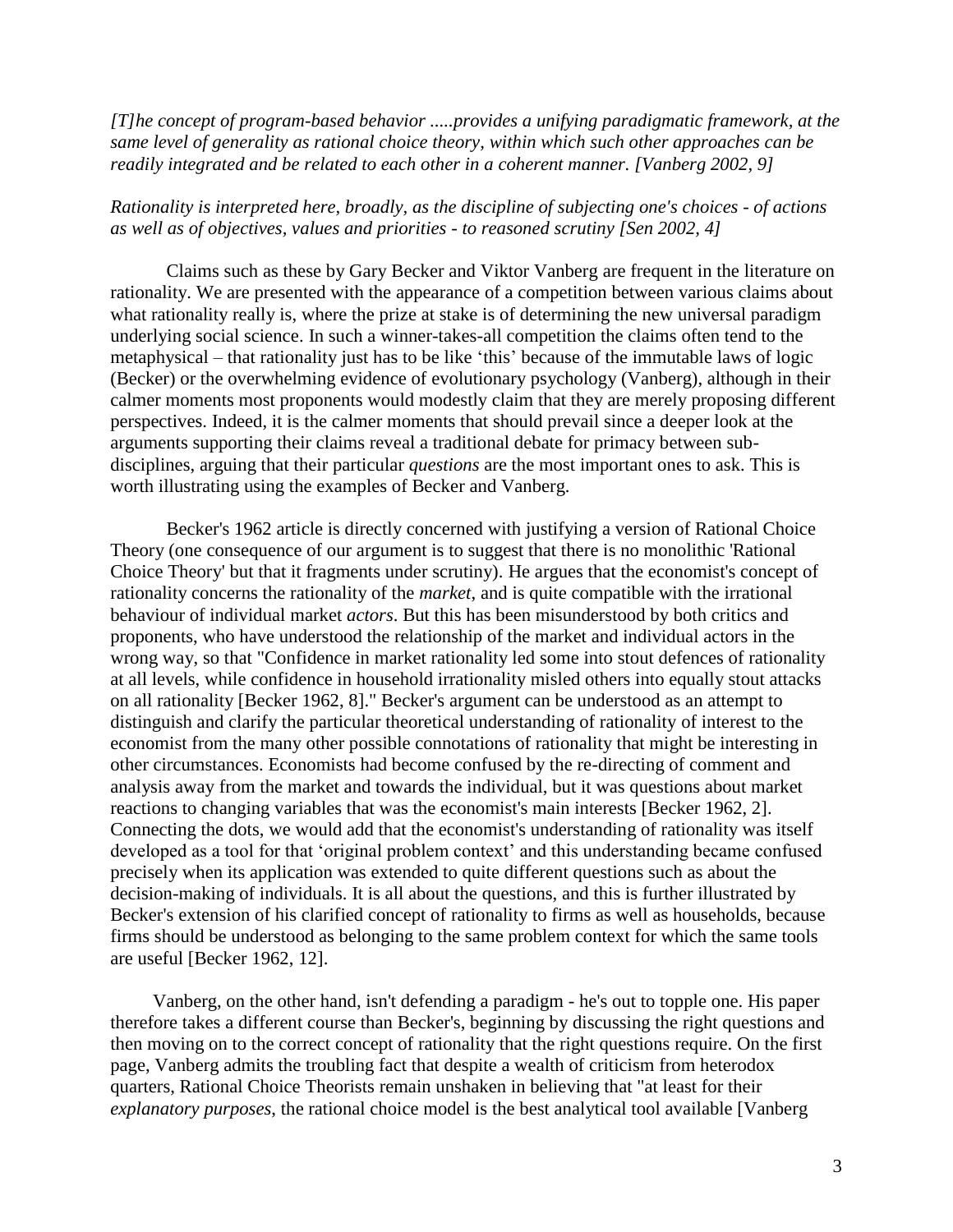*[T]he concept of program-based behavior .....provides a unifying paradigmatic framework, at the same level of generality as rational choice theory, within which such other approaches can be readily integrated and be related to each other in a coherent manner. [Vanberg 2002, 9]*

*Rationality is interpreted here, broadly, as the discipline of subjecting one's choices - of actions as well as of objectives, values and priorities - to reasoned scrutiny [Sen 2002, 4]*

Claims such as these by Gary Becker and Viktor Vanberg are frequent in the literature on rationality. We are presented with the appearance of a competition between various claims about what rationality really is, where the prize at stake is of determining the new universal paradigm underlying social science. In such a winner-takes-all competition the claims often tend to the metaphysical – that rationality just has to be like 'this' because of the immutable laws of logic (Becker) or the overwhelming evidence of evolutionary psychology (Vanberg), although in their calmer moments most proponents would modestly claim that they are merely proposing different perspectives. Indeed, it is the calmer moments that should prevail since a deeper look at the arguments supporting their claims reveal a traditional debate for primacy between sub-disciplines, arguing that their particular *questions* are the most important ones to ask. This is worth illustrating using the examples of Becker and Vanberg.

Becker's 1962 article is directly concerned with justifying a version of Rational Choice Theory (one consequence of our argument is to suggest that there is no monolithic 'Rational Choice Theory' but that it fragments under scrutiny). He argues that the economist's concept of rationality concerns the rationality of the *market*, and is quite compatible with the irrational behaviour of individual market *actors*. But this has been misunderstood by both critics and proponents, who have understood the relationship of the market and individual actors in the wrong way, so that "Confidence in market rationality led some into stout defences of rationality at all levels, while confidence in household irrationality misled others into equally stout attacks on all rationality [Becker 1962, 8]." Becker's argument can be understood as an attempt to distinguish and clarify the particular theoretical understanding of rationality of interest to the economist from the many other possible connotations of rationality that might be interesting in other circumstances. Economists had become confused by the re-directing of comment and analysis away from the market and towards the individual, but it was questions about market reactions to changing variables that was the economist's main interests [Becker 1962, 2]. Connecting the dots, we would add that the economist's understanding of rationality was itself developed as a tool for that 'original problem context' and this understanding became confused precisely when its application was extended to quite different questions such as about the decision-making of individuals. It is all about the questions, and this is further illustrated by Becker's extension of his clarified concept of rationality to firms as well as households, because firms should be understood as belonging to the same problem context for which the same tools are useful [Becker 1962, 12].

Vanberg, on the other hand, isn't defending a paradigm - he's out to topple one. His paper therefore takes a different course than Becker's, beginning by discussing the right questions and then moving on to the correct concept of rationality that the right questions require. On the first page, Vanberg admits the troubling fact that despite a wealth of criticism from heterodox quarters, Rational Choice Theorists remain unshaken in believing that "at least for their *explanatory purposes*, the rational choice model is the best analytical tool available [Vanberg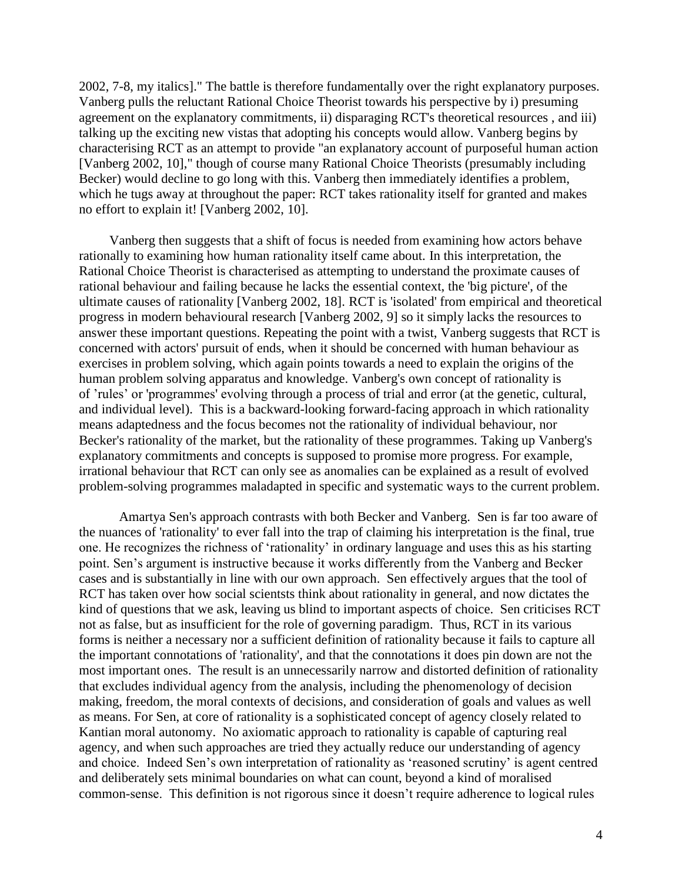2002, 7-8, my italics]." The battle is therefore fundamentally over the right explanatory purposes. Vanberg pulls the reluctant Rational Choice Theorist towards his perspective by i) presuming agreement on the explanatory commitments, ii) disparaging RCT's theoretical resources , and iii) talking up the exciting new vistas that adopting his concepts would allow. Vanberg begins by characterising RCT as an attempt to provide "an explanatory account of purposeful human action [Vanberg 2002, 10]," though of course many Rational Choice Theorists (presumably including Becker) would decline to go long with this. Vanberg then immediately identifies a problem, which he tugs away at throughout the paper: RCT takes rationality itself for granted and makes no effort to explain it! [Vanberg 2002, 10].

Vanberg then suggests that a shift of focus is needed from examining how actors behave rationally to examining how human rationality itself came about. In this interpretation, the Rational Choice Theorist is characterised as attempting to understand the proximate causes of rational behaviour and failing because he lacks the essential context, the 'big picture', of the ultimate causes of rationality [Vanberg 2002, 18]. RCT is 'isolated' from empirical and theoretical progress in modern behavioural research [Vanberg 2002, 9] so it simply lacks the resources to answer these important questions. Repeating the point with a twist, Vanberg suggests that RCT is concerned with actors' pursuit of ends, when it should be concerned with human behaviour as exercises in problem solving, which again points towards a need to explain the origins of the human problem solving apparatus and knowledge. Vanberg's own concept of rationality is of 'rules' or 'programmes' evolving through a process of trial and error (at the genetic, cultural, and individual level). This is a backward-looking forward-facing approach in which rationality means adaptedness and the focus becomes not the rationality of individual behaviour, nor Becker's rationality of the market, but the rationality of these programmes. Taking up Vanberg's explanatory commitments and concepts is supposed to promise more progress. For example, irrational behaviour that RCT can only see as anomalies can be explained as a result of evolved problem-solving programmes maladapted in specific and systematic ways to the current problem.

Amartya Sen's approach contrasts with both Becker and Vanberg. Sen is far too aware of the nuances of 'rationality' to ever fall into the trap of claiming his interpretation is the final, true one. He recognizes the richness of 'rationality' in ordinary language and uses this as his starting point. Sen's argument is instructive because it works differently from the Vanberg and Becker cases and is substantially in line with our own approach. Sen effectively argues that the tool of RCT has taken over how social scientsts think about rationality in general, and now dictates the kind of questions that we ask, leaving us blind to important aspects of choice. Sen criticises RCT not as false, but as insufficient for the role of governing paradigm. Thus, RCT in its various forms is neither a necessary nor a sufficient definition of rationality because it fails to capture all the important connotations of 'rationality', and that the connotations it does pin down are not the most important ones. The result is an unnecessarily narrow and distorted definition of rationality that excludes individual agency from the analysis, including the phenomenology of decision making, freedom, the moral contexts of decisions, and consideration of goals and values as well as means. For Sen, at core of rationality is a sophisticated concept of agency closely related to Kantian moral autonomy. No axiomatic approach to rationality is capable of capturing real agency, and when such approaches are tried they actually reduce our understanding of agency and choice. Indeed Sen's own interpretation of rationality as 'reasoned scrutiny' is agent centred and deliberately sets minimal boundaries on what can count, beyond a kind of moralised common-sense. This definition is not rigorous since it doesn't require adherence to logical rules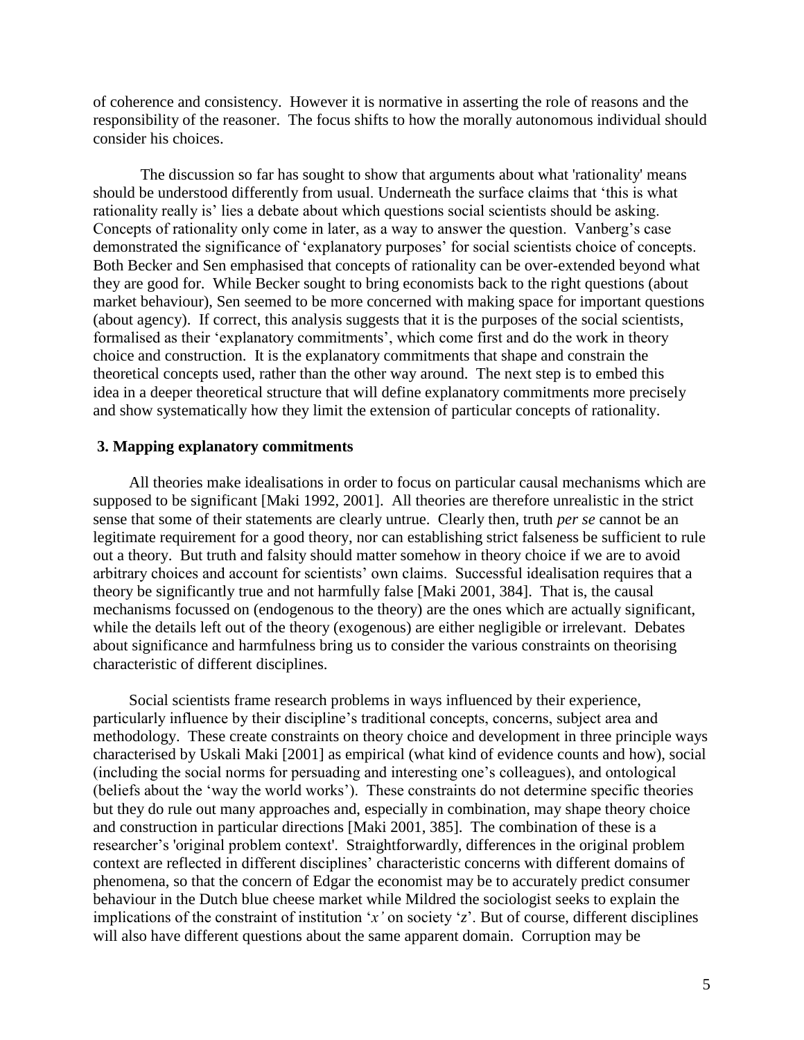of coherence and consistency. However it is normative in asserting the role of reasons and the responsibility of the reasoner. The focus shifts to how the morally autonomous individual should consider his choices.

The discussion so far has sought to show that arguments about what 'rationality' means should be understood differently from usual. Underneath the surface claims that 'this is what rationality really is' lies a debate about which questions social scientists should be asking. Concepts of rationality only come in later, as a way to answer the question. Vanberg's case demonstrated the significance of 'explanatory purposes' for social scientists choice of concepts. Both Becker and Sen emphasised that concepts of rationality can be over-extended beyond what they are good for. While Becker sought to bring economists back to the right questions (about market behaviour), Sen seemed to be more concerned with making space for important questions (about agency). If correct, this analysis suggests that it is the purposes of the social scientists, formalised as their 'explanatory commitments', which come first and do the work in theory choice and construction. It is the explanatory commitments that shape and constrain the theoretical concepts used, rather than the other way around. The next step is to embed this idea in a deeper theoretical structure that will define explanatory commitments more precisely and show systematically how they limit the extension of particular concepts of rationality.

## 3. Mapping explanatory commitments

All theories make idealisations in order to focus on particular causal mechanisms which are supposed to be significant [Maki 1992, 2001]. All theories are therefore unrealistic in the strict sense that some of their statements are clearly untrue. Clearly then, truth *per se* cannot be an legitimate requirement for a good theory, nor can establishing strict falseness be sufficient to rule out a theory. But truth and falsity should matter somehow in theory choice if we are to avoid arbitrary choices and account for scientists' own claims. Successful idealisation requires that a theory be significantly true and not harmfully false [Maki 2001, 384]. That is, the causal mechanisms focussed on (endogenous to the theory) are the ones which are actually significant, while the details left out of the theory (exogenous) are either negligible or irrelevant. Debates about significance and harmfulness bring us to consider the various constraints on theorising characteristic of different disciplines.

Social scientists frame research problems in ways influenced by their experience, particularly influence by their discipline's traditional concepts, concerns, subject area and methodology. These create constraints on theory choice and development in three principle ways characterised by Uskali Maki [2001] as empirical (what kind of evidence counts and how), social (including the social norms for persuading and interesting one's colleagues), and ontological (beliefs about the 'way the world works'). These constraints do not determine specific theories but they do rule out many approaches and, especially in combination, may shape theory choice and construction in particular directions [Maki 2001, 385]. The combination of these is a researcher's 'original problem context'. Straightforwardly, differences in the original problem context are reflected in different disciplines' characteristic concerns with different domains of phenomena, so that the concern of Edgar the economist may be to accurately predict consumer behaviour in the Dutch blue cheese market while Mildred the sociologist seeks to explain the implications of the constraint of institution '*x'* on society '*z*'. But of course, different disciplines will also have different questions about the same apparent domain. Corruption may be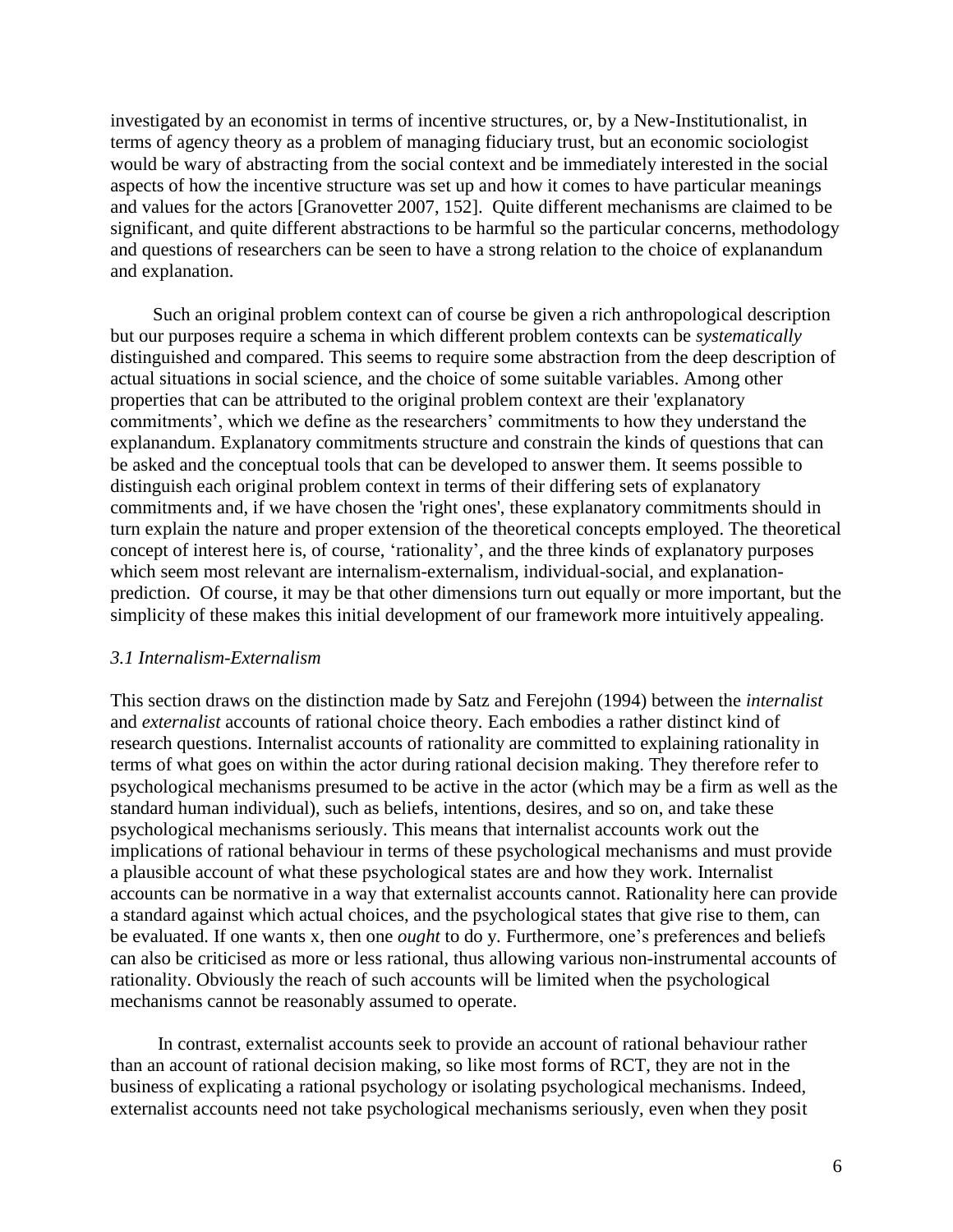investigated by an economist in terms of incentive structures, or, by a New-Institutionalist, in terms of agency theory as a problem of managing fiduciary trust, but an economic sociologist would be wary of abstracting from the social context and be immediately interested in the social aspects of how the incentive structure was set up and how it comes to have particular meanings and values for the actors [Granovetter 2007, 152]. Quite different mechanisms are claimed to be significant, and quite different abstractions to be harmful so the particular concerns, methodology and questions of researchers can be seen to have a strong relation to the choice of explanandum and explanation.

Such an original problem context can of course be given a rich anthropological description but our purposes require a schema in which different problem contexts can be *systematically* distinguished and compared. This seems to require some abstraction from the deep description of actual situations in social science, and the choice of some suitable variables. Among other properties that can be attributed to the original problem context are their 'explanatory commitments', which we define as the researchers' commitments to how they understand the explanandum. Explanatory commitments structure and constrain the kinds of questions that can be asked and the conceptual tools that can be developed to answer them. It seems possible to distinguish each original problem context in terms of their differing sets of explanatory commitments and, if we have chosen the 'right ones', these explanatory commitments should in turn explain the nature and proper extension of the theoretical concepts employed. The theoretical concept of interest here is, of course, 'rationality', and the three kinds of explanatory purposes which seem most relevant are internalism-externalism, individual-social, and explanation-prediction. Of course, it may be that other dimensions turn out equally or more important, but the simplicity of these makes this initial development of our framework more intuitively appealing.

### *3.1 Internalism-Externalism*

This section draws on the distinction made by Satz and Ferejohn (1994) between the *internalist* and *externalist* accounts of rational choice theory. Each embodies a rather distinct kind of research questions. Internalist accounts of rationality are committed to explaining rationality in terms of what goes on within the actor during rational decision making. They therefore refer to psychological mechanisms presumed to be active in the actor (which may be a firm as well as the standard human individual), such as beliefs, intentions, desires, and so on, and take these psychological mechanisms seriously. This means that internalist accounts work out the implications of rational behaviour in terms of these psychological mechanisms and must provide a plausible account of what these psychological states are and how they work. Internalist accounts can be normative in a way that externalist accounts cannot. Rationality here can provide a standard against which actual choices, and the psychological states that give rise to them, can be evaluated. If one wants x, then one *ought* to do y. Furthermore, one's preferences and beliefs can also be criticised as more or less rational, thus allowing various non-instrumental accounts of rationality. Obviously the reach of such accounts will be limited when the psychological mechanisms cannot be reasonably assumed to operate.

In contrast, externalist accounts seek to provide an account of rational behaviour rather than an account of rational decision making, so like most forms of RCT, they are not in the business of explicating a rational psychology or isolating psychological mechanisms. Indeed, externalist accounts need not take psychological mechanisms seriously, even when they posit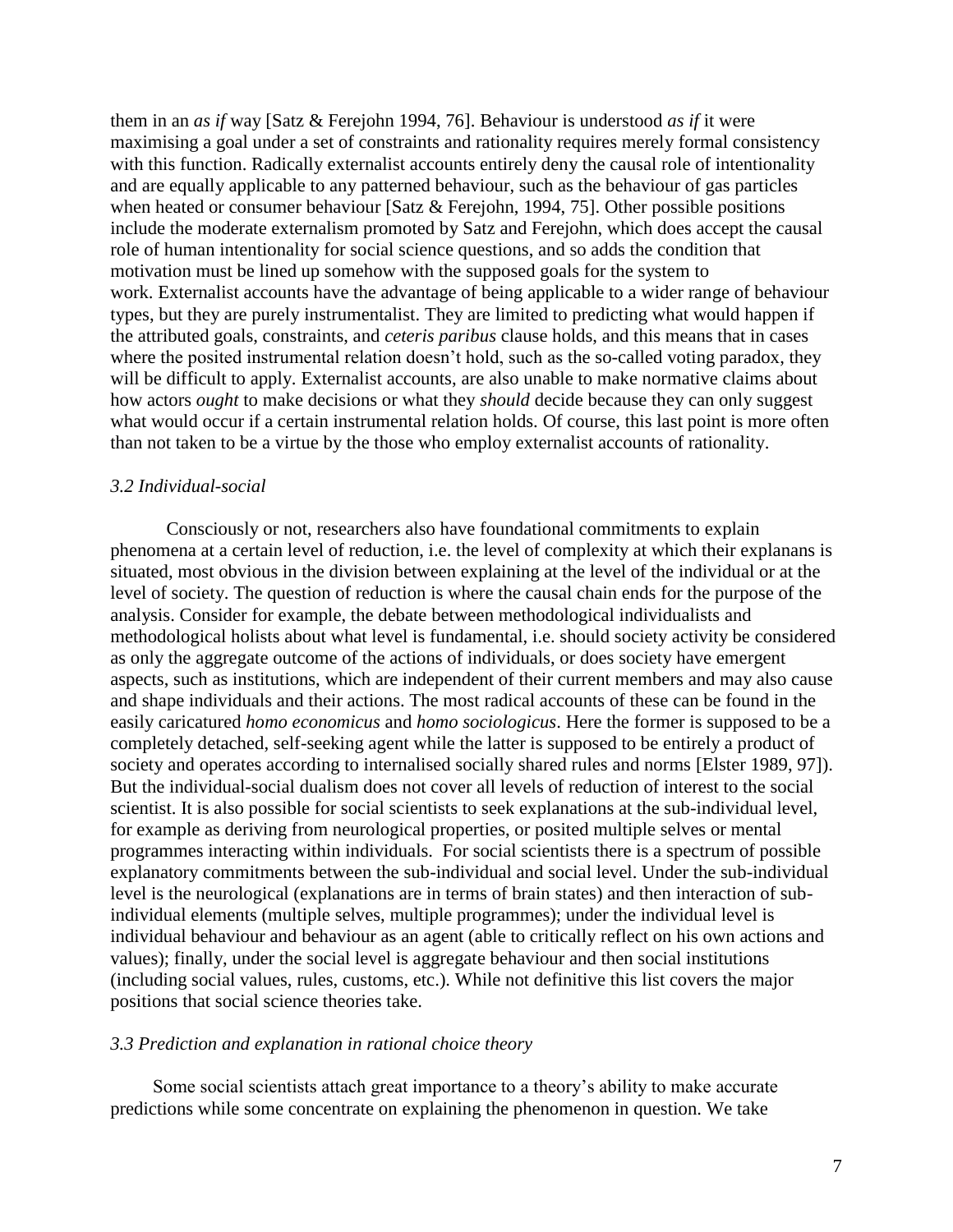them in an *as if* way [Satz & Ferejohn 1994, 76]. Behaviour is understood *as if* it were maximising a goal under a set of constraints and rationality requires merely formal consistency with this function. Radically externalist accounts entirely deny the causal role of intentionality and are equally applicable to any patterned behaviour, such as the behaviour of gas particles when heated or consumer behaviour [Satz & Ferejohn, 1994, 75]. Other possible positions include the moderate externalism promoted by Satz and Ferejohn, which does accept the causal role of human intentionality for social science questions, and so adds the condition that motivation must be lined up somehow with the supposed goals for the system to work. Externalist accounts have the advantage of being applicable to a wider range of behaviour types, but they are purely instrumentalist. They are limited to predicting what would happen if the attributed goals, constraints, and *ceteris paribus* clause holds, and this means that in cases where the posited instrumental relation doesn't hold, such as the so-called voting paradox, they will be difficult to apply. Externalist accounts, are also unable to make normative claims about how actors *ought* to make decisions or what they *should* decide because they can only suggest what would occur if a certain instrumental relation holds. Of course, this last point is more often than not taken to be a virtue by the those who employ externalist accounts of rationality.

### *3.2 Individual-social*

Consciously or not, researchers also have foundational commitments to explain phenomena at a certain level of reduction, i.e. the level of complexity at which their explanans is situated, most obvious in the division between explaining at the level of the individual or at the level of society. The question of reduction is where the causal chain ends for the purpose of the analysis. Consider for example, the debate between methodological individualists and methodological holists about what level is fundamental, i.e. should society activity be considered as only the aggregate outcome of the actions of individuals, or does society have emergent aspects, such as institutions, which are independent of their current members and may also cause and shape individuals and their actions. The most radical accounts of these can be found in the easily caricatured *homo economicus* and *homo sociologicus*. Here the former is supposed to be a completely detached, self-seeking agent while the latter is supposed to be entirely a product of society and operates according to internalised socially shared rules and norms [Elster 1989, 97]). But the individual-social dualism does not cover all levels of reduction of interest to the social scientist. It is also possible for social scientists to seek explanations at the sub-individual level, for example as deriving from neurological properties, or posited multiple selves or mental programmes interacting within individuals. For social scientists there is a spectrum of possible explanatory commitments between the sub-individual and social level. Under the sub-individual level is the neurological (explanations are in terms of brain states) and then interaction of sub-individual elements (multiple selves, multiple programmes); under the individual level is individual behaviour and behaviour as an agent (able to critically reflect on his own actions and values); finally, under the social level is aggregate behaviour and then social institutions (including social values, rules, customs, etc.). While not definitive this list covers the major positions that social science theories take.

### *3.3 Prediction and explanation in rational choice theory*

Some social scientists attach great importance to a theory's ability to make accurate predictions while some concentrate on explaining the phenomenon in question. We take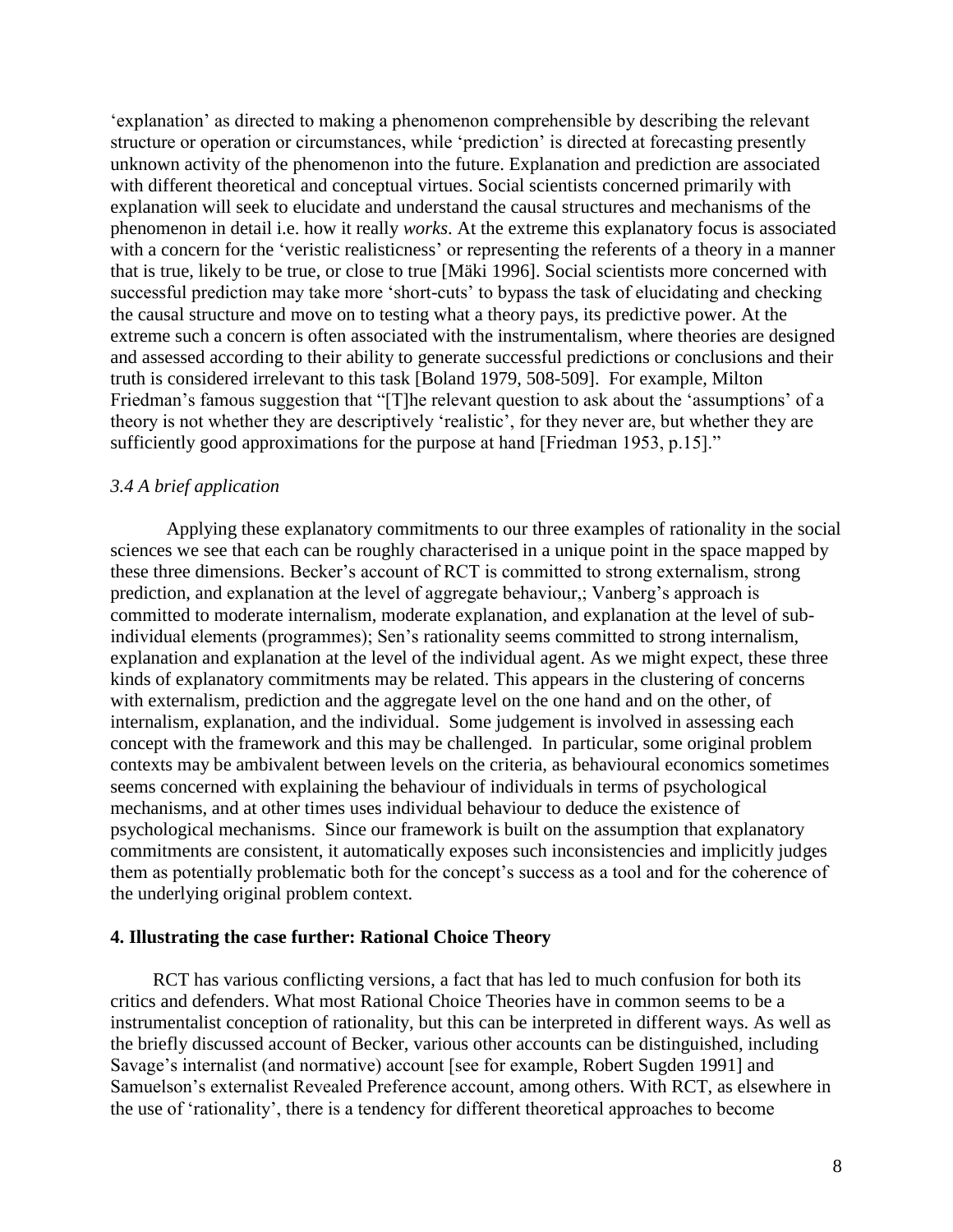‘explanation’ as directed to making a phenomenon comprehensible by describing the relevant structure or operation or circumstances, while ‘prediction’ is directed at forecasting presently unknown activity of the phenomenon into the future. Explanation and prediction are associated with different theoretical and conceptual virtues. Social scientists concerned primarily with explanation will seek to elucidate and understand the causal structures and mechanisms of the phenomenon in detail i.e. how it really *works*. At the extreme this explanatory focus is associated with a concern for the ‘veristic realisticness’ or representing the referents of a theory in a manner that is true, likely to be true, or close to true [Mäki 1996]. Social scientists more concerned with successful prediction may take more ‘short-cuts’ to bypass the task of elucidating and checking the causal structure and move on to testing what a theory pays, its predictive power. At the extreme such a concern is often associated with the instrumentalism, where theories are designed and assessed according to their ability to generate successful predictions or conclusions and their truth is considered irrelevant to this task [Boland 1979, 508-509]. For example, Milton Friedman’s famous suggestion that “[T]he relevant question to ask about the ‘assumptions’ of a theory is not whether they are descriptively ‘realistic’, for they never are, but whether they are sufficiently good approximations for the purpose at hand [Friedman 1953, p.15].”

### *3.4 A brief application*

Applying these explanatory commitments to our three examples of rationality in the social sciences we see that each can be roughly characterised in a unique point in the space mapped by these three dimensions. Becker’s account of RCT is committed to strong externalism, strong prediction, and explanation at the level of aggregate behaviour,; Vanberg’s approach is committed to moderate internalism, moderate explanation, and explanation at the level of sub-individual elements (programmes); Sen’s rationality seems committed to strong internalism, explanation and explanation at the level of the individual agent. As we might expect, these three kinds of explanatory commitments may be related. This appears in the clustering of concerns with externalism, prediction and the aggregate level on the one hand and on the other, of internalism, explanation, and the individual. Some judgement is involved in assessing each concept with the framework and this may be challenged. In particular, some original problem contexts may be ambivalent between levels on the criteria, as behavioural economics sometimes seems concerned with explaining the behaviour of individuals in terms of psychological mechanisms, and at other times uses individual behaviour to deduce the existence of psychological mechanisms. Since our framework is built on the assumption that explanatory commitments are consistent, it automatically exposes such inconsistencies and implicitly judges them as potentially problematic both for the concept’s success as a tool and for the coherence of the underlying original problem context.

## 4. Illustrating the case further: Rational Choice Theory

RCT has various conflicting versions, a fact that has led to much confusion for both its critics and defenders. What most Rational Choice Theories have in common seems to be a instrumentalist conception of rationality, but this can be interpreted in different ways. As well as the briefly discussed account of Becker, various other accounts can be distinguished, including Savage’s internalist (and normative) account [see for example, Robert Sugden 1991] and Samuelson’s externalist Revealed Preference account, among others. With RCT, as elsewhere in the use of ‘rationality’, there is a tendency for different theoretical approaches to become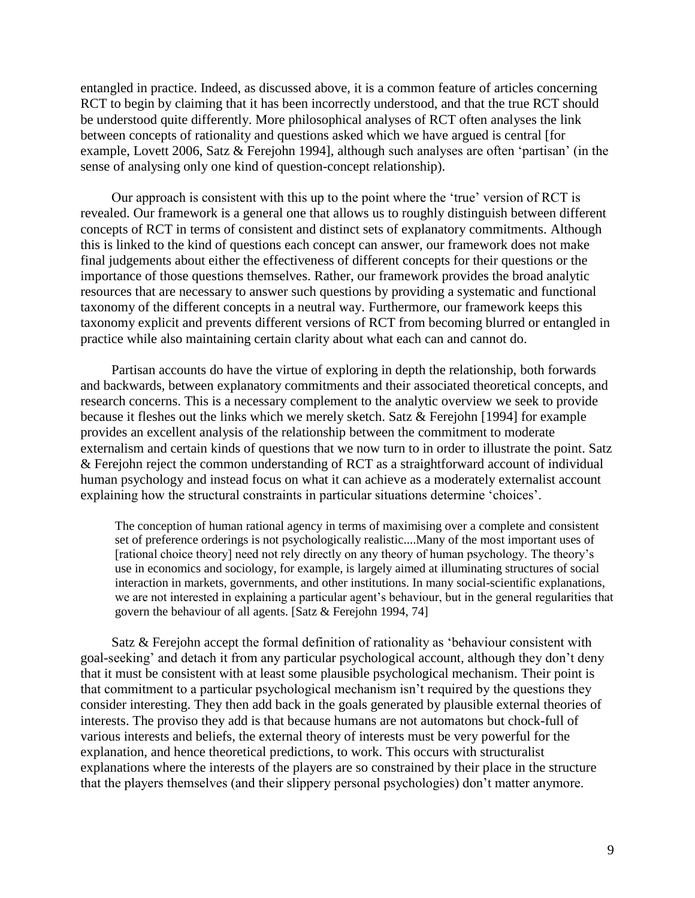entangled in practice. Indeed, as discussed above, it is a common feature of articles concerning RCT to begin by claiming that it has been incorrectly understood, and that the true RCT should be understood quite differently. More philosophical analyses of RCT often analyses the link between concepts of rationality and questions asked which we have argued is central [for example, Lovett 2006, Satz & Ferejohn 1994], although such analyses are often 'partisan' (in the sense of analysing only one kind of question-concept relationship).

Our approach is consistent with this up to the point where the 'true' version of RCT is revealed. Our framework is a general one that allows us to roughly distinguish between different concepts of RCT in terms of consistent and distinct sets of explanatory commitments. Although this is linked to the kind of questions each concept can answer, our framework does not make final judgements about either the effectiveness of different concepts for their questions or the importance of those questions themselves. Rather, our framework provides the broad analytic resources that are necessary to answer such questions by providing a systematic and functional taxonomy of the different concepts in a neutral way. Furthermore, our framework keeps this taxonomy explicit and prevents different versions of RCT from becoming blurred or entangled in practice while also maintaining certain clarity about what each can and cannot do.

Partisan accounts do have the virtue of exploring in depth the relationship, both forwards and backwards, between explanatory commitments and their associated theoretical concepts, and research concerns. This is a necessary complement to the analytic overview we seek to provide because it fleshes out the links which we merely sketch. Satz & Ferejohn [1994] for example provides an excellent analysis of the relationship between the commitment to moderate externalism and certain kinds of questions that we now turn to in order to illustrate the point. Satz & Ferejohn reject the common understanding of RCT as a straightforward account of individual human psychology and instead focus on what it can achieve as a moderately externalist account explaining how the structural constraints in particular situations determine 'choices'.

> The conception of human rational agency in terms of maximising over a complete and consistent set of preference orderings is not psychologically realistic....Many of the most important uses of [rational choice theory] need not rely directly on any theory of human psychology. The theory's use in economics and sociology, for example, is largely aimed at illuminating structures of social interaction in markets, governments, and other institutions. In many social-scientific explanations, we are not interested in explaining a particular agent's behaviour, but in the general regularities that govern the behaviour of all agents. [Satz & Ferejohn 1994, 74]

Satz & Ferejohn accept the formal definition of rationality as 'behaviour consistent with goal-seeking' and detach it from any particular psychological account, although they don't deny that it must be consistent with at least some plausible psychological mechanism. Their point is that commitment to a particular psychological mechanism isn't required by the questions they consider interesting. They then add back in the goals generated by plausible external theories of interests. The proviso they add is that because humans are not automatons but chock-full of various interests and beliefs, the external theory of interests must be very powerful for the explanation, and hence theoretical predictions, to work. This occurs with structuralist explanations where the interests of the players are so constrained by their place in the structure that the players themselves (and their slippery personal psychologies) don't matter anymore.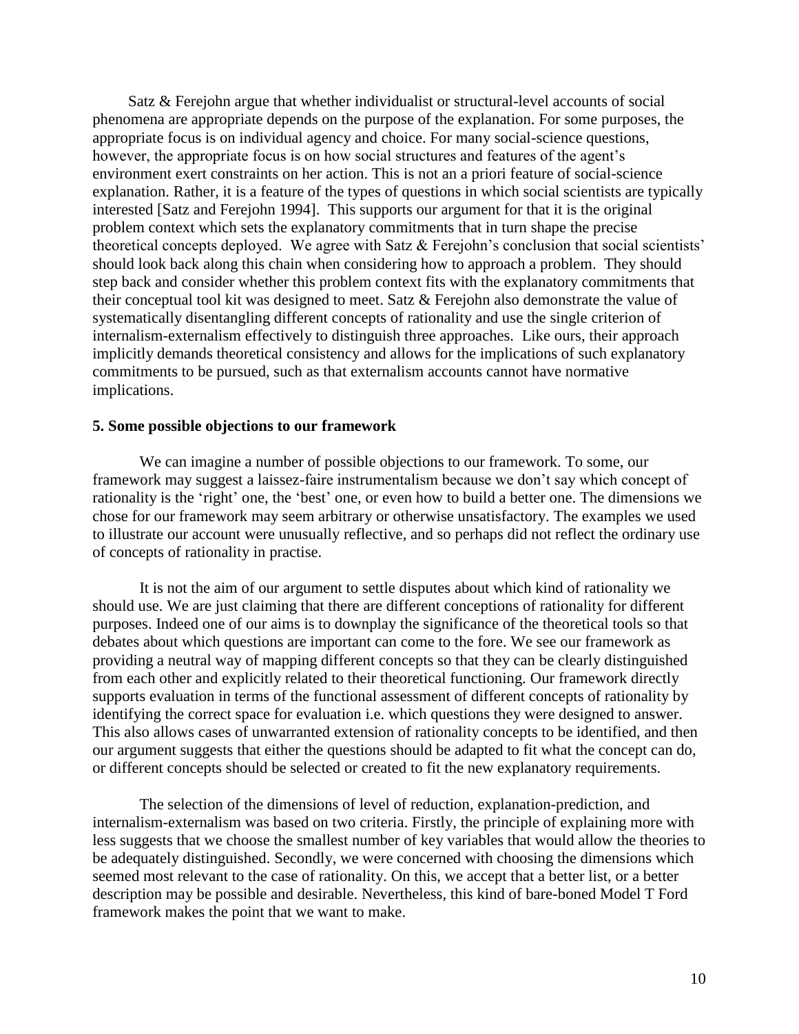Satz & Ferejohn argue that whether individualist or structural-level accounts of social phenomena are appropriate depends on the purpose of the explanation. For some purposes, the appropriate focus is on individual agency and choice. For many social-science questions, however, the appropriate focus is on how social structures and features of the agent's environment exert constraints on her action. This is not an a priori feature of social-science explanation. Rather, it is a feature of the types of questions in which social scientists are typically interested [Satz and Ferejohn 1994]. This supports our argument for that it is the original problem context which sets the explanatory commitments that in turn shape the precise theoretical concepts deployed. We agree with Satz & Ferejohn's conclusion that social scientists' should look back along this chain when considering how to approach a problem. They should step back and consider whether this problem context fits with the explanatory commitments that their conceptual tool kit was designed to meet. Satz & Ferejohn also demonstrate the value of systematically disentangling different concepts of rationality and use the single criterion of internalism-externalism effectively to distinguish three approaches. Like ours, their approach implicitly demands theoretical consistency and allows for the implications of such explanatory commitments to be pursued, such as that externalism accounts cannot have normative implications.

**5. Some possible objections to our framework**

We can imagine a number of possible objections to our framework. To some, our framework may suggest a laissez-faire instrumentalism because we don't say which concept of rationality is the 'right' one, the 'best' one, or even how to build a better one. The dimensions we chose for our framework may seem arbitrary or otherwise unsatisfactory. The examples we used to illustrate our account were unusually reflective, and so perhaps did not reflect the ordinary use of concepts of rationality in practise.

It is not the aim of our argument to settle disputes about which kind of rationality we should use. We are just claiming that there are different conceptions of rationality for different purposes. Indeed one of our aims is to downplay the significance of the theoretical tools so that debates about which questions are important can come to the fore. We see our framework as providing a neutral way of mapping different concepts so that they can be clearly distinguished from each other and explicitly related to their theoretical functioning. Our framework directly supports evaluation in terms of the functional assessment of different concepts of rationality by identifying the correct space for evaluation i.e. which questions they were designed to answer. This also allows cases of unwarranted extension of rationality concepts to be identified, and then our argument suggests that either the questions should be adapted to fit what the concept can do, or different concepts should be selected or created to fit the new explanatory requirements.

The selection of the dimensions of level of reduction, explanation-prediction, and internalism-externalism was based on two criteria. Firstly, the principle of explaining more with less suggests that we choose the smallest number of key variables that would allow the theories to be adequately distinguished. Secondly, we were concerned with choosing the dimensions which seemed most relevant to the case of rationality. On this, we accept that a better list, or a better description may be possible and desirable. Nevertheless, this kind of bare-boned Model T Ford framework makes the point that we want to make.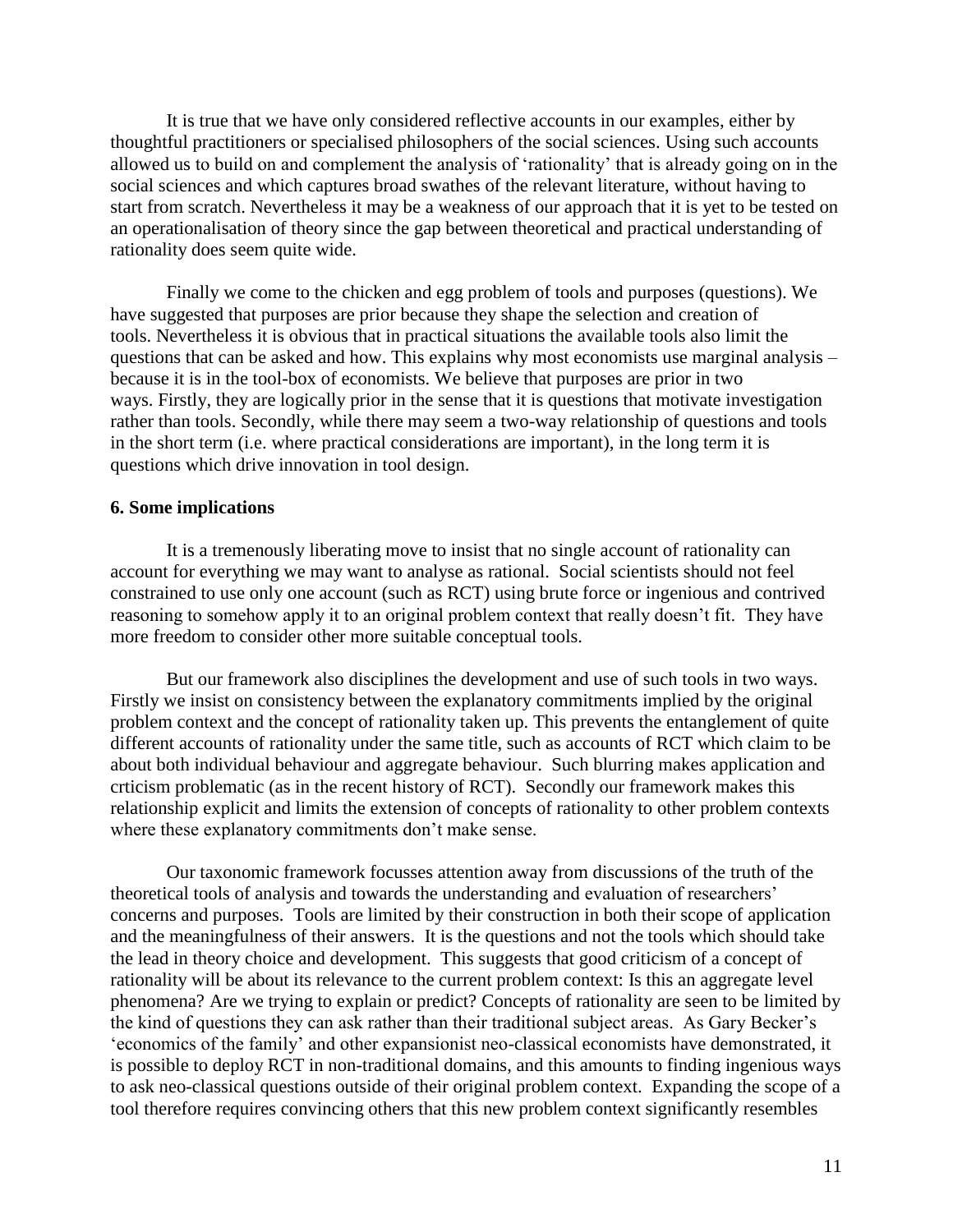It is true that we have only considered reflective accounts in our examples, either by thoughtful practitioners or specialised philosophers of the social sciences. Using such accounts allowed us to build on and complement the analysis of 'rationality' that is already going on in the social sciences and which captures broad swathes of the relevant literature, without having to start from scratch. Nevertheless it may be a weakness of our approach that it is yet to be tested on an operationalisation of theory since the gap between theoretical and practical understanding of rationality does seem quite wide.

Finally we come to the chicken and egg problem of tools and purposes (questions). We have suggested that purposes are prior because they shape the selection and creation of tools. Nevertheless it is obvious that in practical situations the available tools also limit the questions that can be asked and how. This explains why most economists use marginal analysis – because it is in the tool-box of economists. We believe that purposes are prior in two ways. Firstly, they are logically prior in the sense that it is questions that motivate investigation rather than tools. Secondly, while there may seem a two-way relationship of questions and tools in the short term (i.e. where practical considerations are important), in the long term it is questions which drive innovation in tool design.

## 6. Some implications

It is a tremenously liberating move to insist that no single account of rationality can account for everything we may want to analyse as rational. Social scientists should not feel constrained to use only one account (such as RCT) using brute force or ingenious and contrived reasoning to somehow apply it to an original problem context that really doesn't fit. They have more freedom to consider other more suitable conceptual tools.

But our framework also disciplines the development and use of such tools in two ways. Firstly we insist on consistency between the explanatory commitments implied by the original problem context and the concept of rationality taken up. This prevents the entanglement of quite different accounts of rationality under the same title, such as accounts of RCT which claim to be about both individual behaviour and aggregate behaviour. Such blurring makes application and crticism problematic (as in the recent history of RCT). Secondly our framework makes this relationship explicit and limits the extension of concepts of rationality to other problem contexts where these explanatory commitments don't make sense.

Our taxonomic framework focusses attention away from discussions of the truth of the theoretical tools of analysis and towards the understanding and evaluation of researchers' concerns and purposes. Tools are limited by their construction in both their scope of application and the meaningfulness of their answers. It is the questions and not the tools which should take the lead in theory choice and development. This suggests that good criticism of a concept of rationality will be about its relevance to the current problem context: Is this an aggregate level phenomena? Are we trying to explain or predict? Concepts of rationality are seen to be limited by the kind of questions they can ask rather than their traditional subject areas. As Gary Becker's 'economics of the family' and other expansionist neo-classical economists have demonstrated, it is possible to deploy RCT in non-traditional domains, and this amounts to finding ingenious ways to ask neo-classical questions outside of their original problem context. Expanding the scope of a tool therefore requires convincing others that this new problem context significantly resembles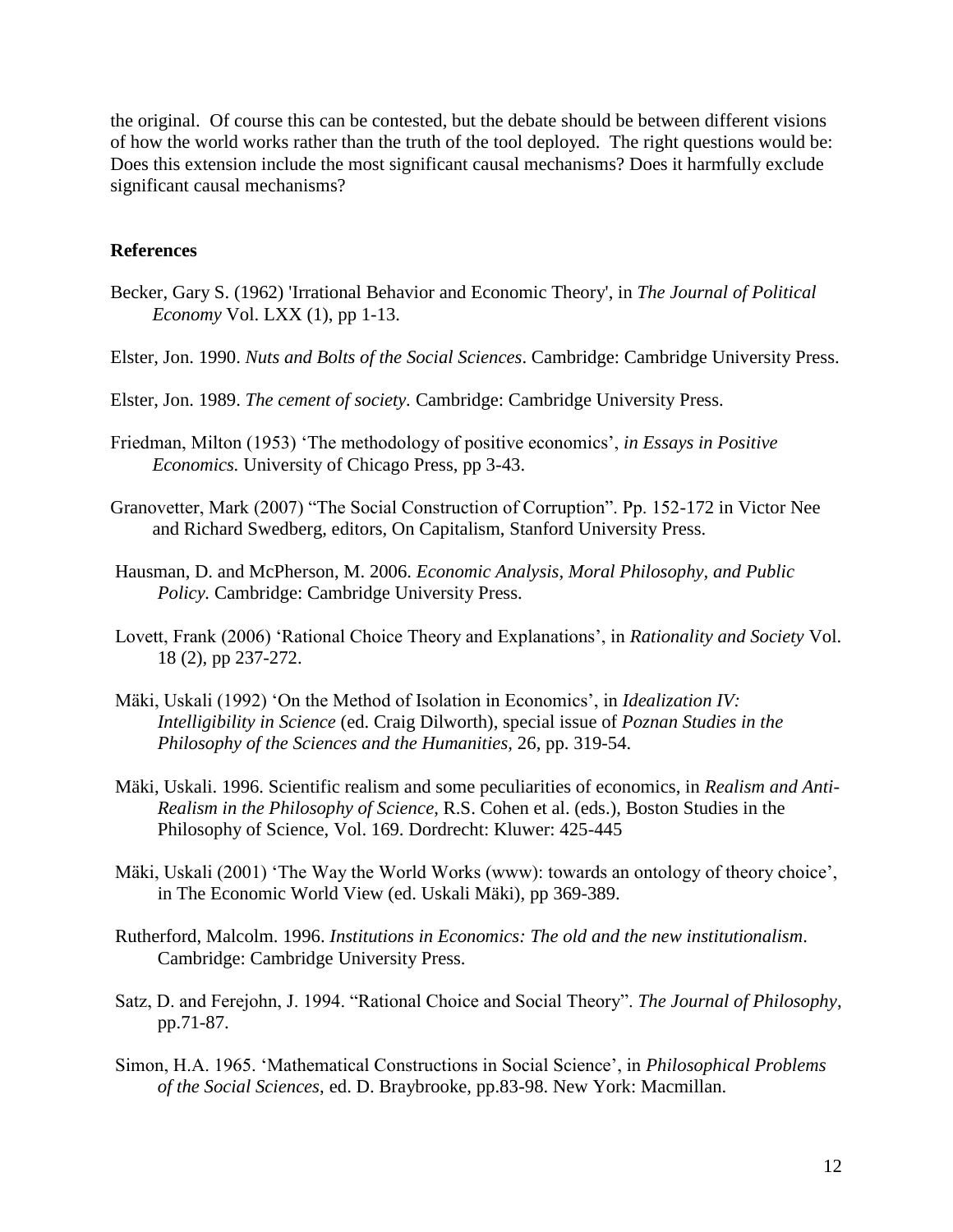the original. Of course this can be contested, but the debate should be between different visions of how the world works rather than the truth of the tool deployed. The right questions would be: Does this extension include the most significant causal mechanisms? Does it harmfully exclude significant causal mechanisms?

## References

Becker, Gary S. (1962) 'Irrational Behavior and Economic Theory', in *The Journal of Political Economy* Vol. LXX (1), pp 1-13.

Elster, Jon. 1990. *Nuts and Bolts of the Social Sciences*. Cambridge: Cambridge University Press.

Elster, Jon. 1989. *The cement of society.* Cambridge: Cambridge University Press.

Friedman, Milton (1953) 'The methodology of positive economics', *in Essays in Positive Economics.* University of Chicago Press, pp 3-43.

Granovetter, Mark (2007) "The Social Construction of Corruption". Pp. 152-172 in Victor Nee and Richard Swedberg, editors, On Capitalism, Stanford University Press.

Hausman, D. and McPherson, M. 2006. *Economic Analysis, Moral Philosophy, and Public Policy.* Cambridge: Cambridge University Press.

Lovett, Frank (2006) 'Rational Choice Theory and Explanations', in *Rationality and Society* Vol. 18 (2), pp 237-272.

Mäki, Uskali (1992) 'On the Method of Isolation in Economics', in *Idealization IV: Intelligibility in Science* (ed. Craig Dilworth), special issue of *Poznan Studies in the Philosophy of the Sciences and the Humanities,* 26, pp. 319-54.

Mäki, Uskali. 1996. Scientific realism and some peculiarities of economics, in *Realism and Anti-Realism in the Philosophy of Science*, R.S. Cohen et al. (eds.), Boston Studies in the Philosophy of Science, Vol. 169. Dordrecht: Kluwer: 425-445

Mäki, Uskali (2001) 'The Way the World Works (www): towards an ontology of theory choice', in The Economic World View (ed. Uskali Mäki), pp 369-389.

Rutherford, Malcolm. 1996. *Institutions in Economics: The old and the new institutionalism*. Cambridge: Cambridge University Press.

Satz, D. and Ferejohn, J. 1994. "Rational Choice and Social Theory". *The Journal of Philosophy*, pp.71-87.

Simon, H.A. 1965. 'Mathematical Constructions in Social Science', in *Philosophical Problems of the Social Sciences*, ed. D. Braybrooke, pp.83-98. New York: Macmillan.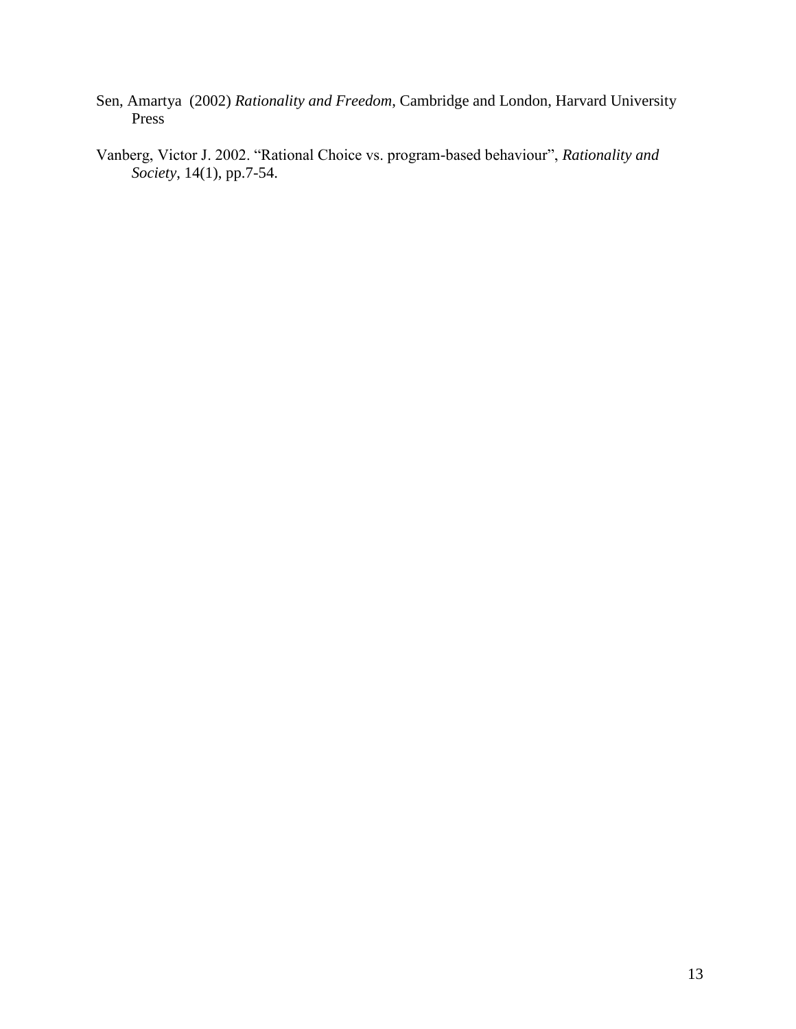Sen, Amartya  (2002) *Rationality and Freedom*, Cambridge and London, Harvard University Press

Vanberg, Victor J. 2002. "Rational Choice vs. program-based behaviour", *Rationality and Society*, 14(1), pp.7-54.